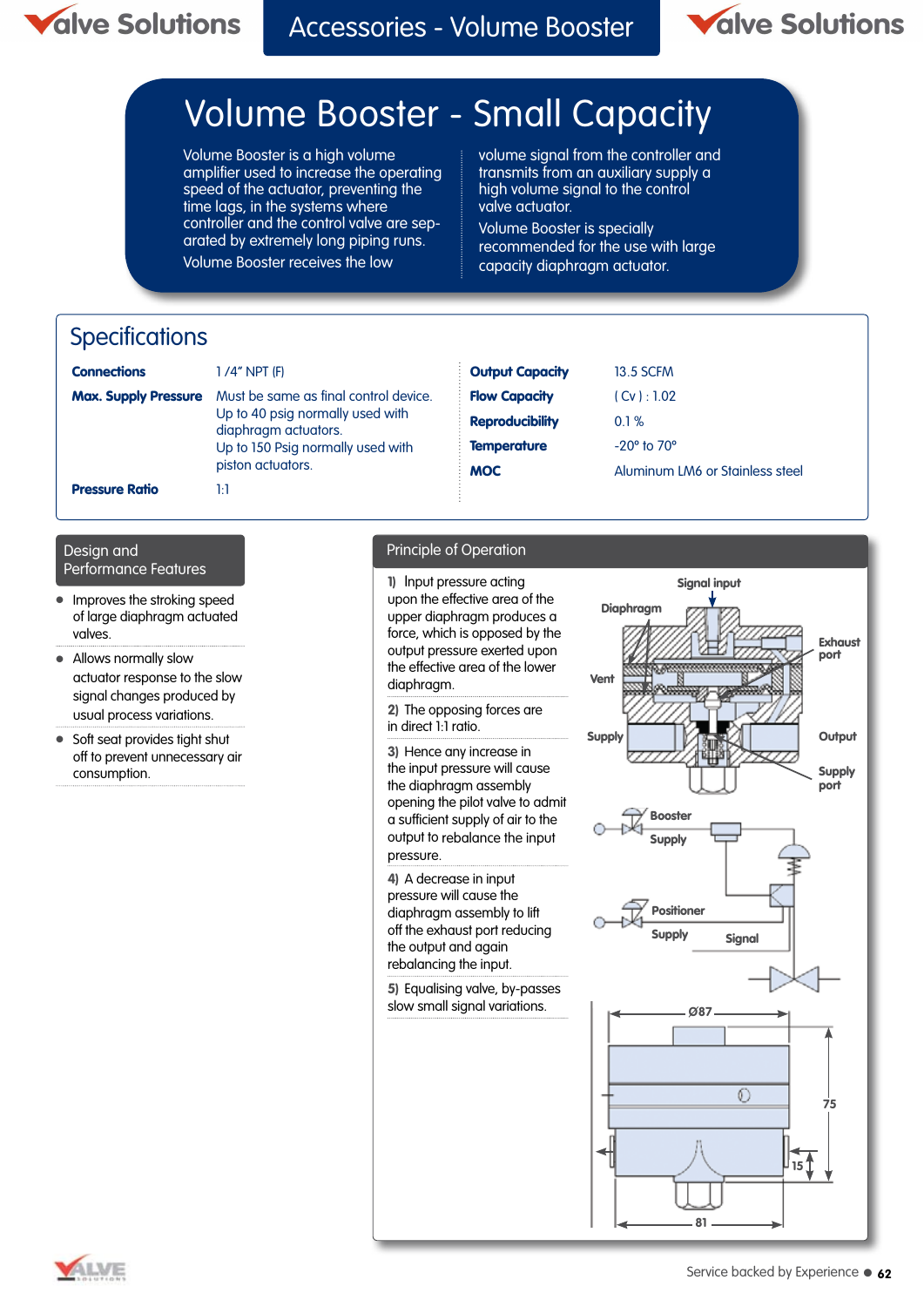# Volume Booster - Small Capacity

Volume Booster is a high volume amplifier used to increase the operating speed of the actuator, preventing the time lags, in the systems where controller and the control valve are separated by extremely long piping runs.

Volume Booster receives the low volume signal from the controller and transmits from an auxiliary supply a high volume signal to the control valve actuator.

Volume Booster is specially recommended for the use with large capacity diaphragm actuator.

## Specifications

| | |
|---|---|
| **Connections** | 1 /4" NPT (F) |
| **Max. Supply Pressure** | Must be same as final control device. Up to 40 psig normally used with diaphragm actuators. Up to 150 Psig normally used with piston actuators. |
| **Pressure Ratio** | 1:1 |
| **Output Capacity** | 13.5 SCFM |
| **Flow Capacity** | ( Cv ) : 1.02 |
| **Reproducibility** | 0.1 % |
| **Temperature** | -20° to 70° |
| **MOC** | Aluminum LM6 or Stainless steel |

## Design and Performance Features

- Improves the stroking speed of large diaphragm actuated valves.
- Allows normally slow actuator response to the slow signal changes produced by usual process variations.
- Soft seat provides tight shut off to prevent unnecessary air consumption.

## Principle of Operation

1) Input pressure acting upon the effective area of the upper diaphragm produces a force, which is opposed by the output pressure exerted upon the effective area of the lower diaphragm.

2) The opposing forces are in direct 1:1 ratio.

3) Hence any increase in the input pressure will cause the diaphragm assembly opening the pilot valve to admit a sufficient supply of air to the output to rebalance the input pressure.

4) A decrease in input pressure will cause the diaphragm assembly to lift off the exhaust port reducing the output and again rebalancing the input.

5) Equalising valve, by-passes slow small signal variations.

Signal input, Diaphragm, Exhaust port, Vent, Supply, Output, Supply port

Booster Supply, Positioner Supply, Signal

Ø87, 75, 15, 81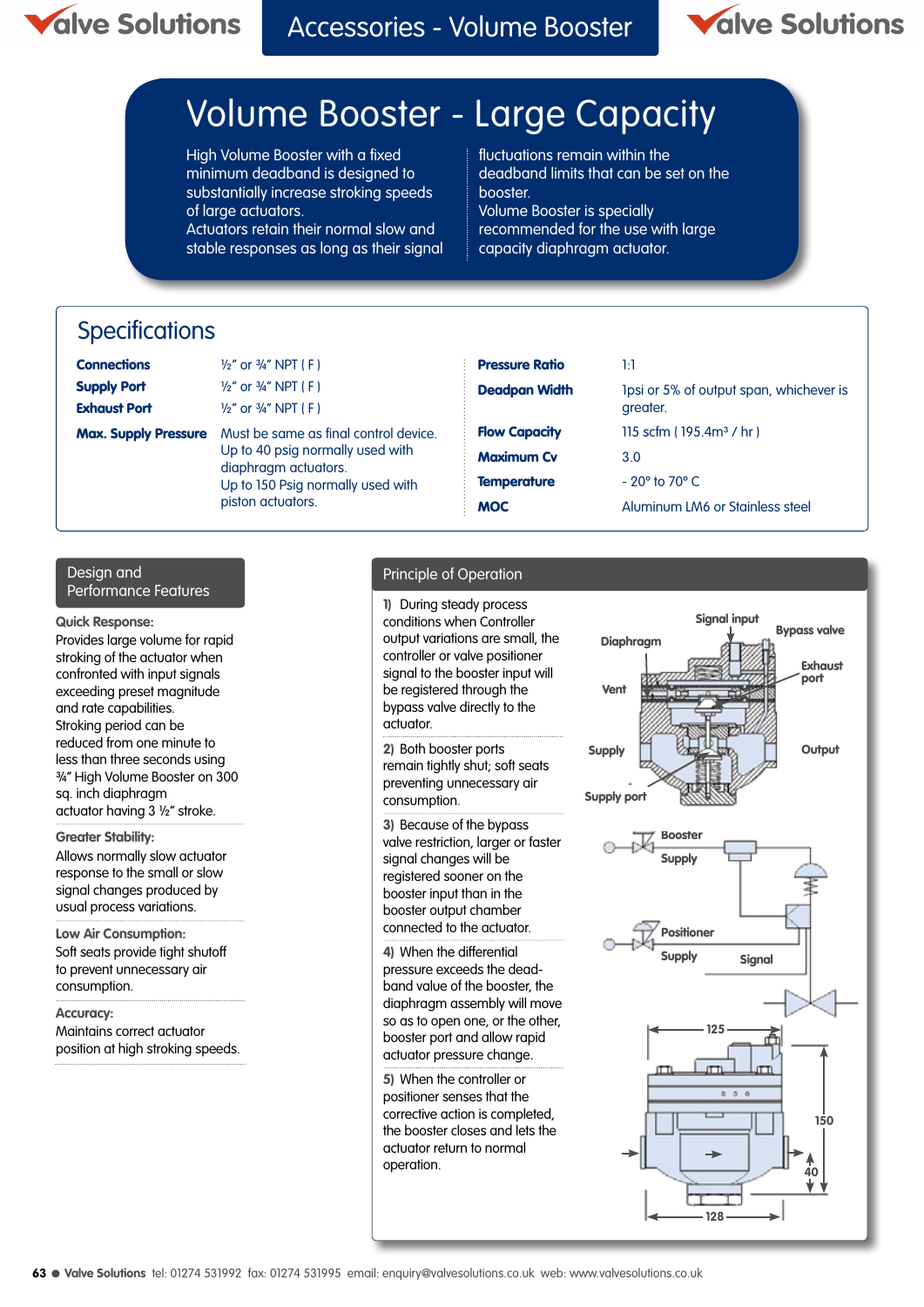# Accessories - Volume Booster

## Volume Booster - Large Capacity

High Volume Booster with a fixed minimum deadband is designed to substantially increase stroking speeds of large actuators.
Actuators retain their normal slow and stable responses as long as their signal fluctuations remain within the deadband limits that can be set on the booster.
Volume Booster is specially recommended for the use with large capacity diaphragm actuator.

## Specifications

| | |
|---|---|
| **Connections** | ½" or ¾" NPT ( F ) |
| **Supply Port** | ½" or ¾" NPT ( F ) |
| **Exhaust Port** | ½" or ¾" NPT ( F ) |
| **Max. Supply Pressure** | Must be same as final control device. Up to 40 psig normally used with diaphragm actuators. Up to 150 Psig normally used with piston actuators. |
| **Pressure Ratio** | 1:1 |
| **Deadpan Width** | 1psi or 5% of output span, whichever is greater. |
| **Flow Capacity** | 115 scfm ( 195.4m³ / hr ) |
| **Maximum Cv** | 3.0 |
| **Temperature** | - 20° to 70° C |
| **MOC** | Aluminum LM6 or Stainless steel |

## Design and Performance Features

**Quick Response:**
Provides large volume for rapid stroking of the actuator when confronted with input signals exceeding preset magnitude and rate capabilities.
Stroking period can be reduced from one minute to less than three seconds using ¾" High Volume Booster on 300 sq. inch diaphragm actuator having 3 ½" stroke.

**Greater Stability:**
Allows normally slow actuator response to the small or slow signal changes produced by usual process variations.

**Low Air Consumption:**
Soft seats provide tight shutoff to prevent unnecessary air consumption.

**Accuracy:**
Maintains correct actuator position at high stroking speeds.

## Principle of Operation

1) During steady process conditions when Controller output variations are small, the controller or valve positioner signal to the booster input will be registered through the bypass valve directly to the actuator.

2) Both booster ports remain tightly shut; soft seats preventing unnecessary air consumption.

3) Because of the bypass valve restriction, larger or faster signal changes will be registered sooner on the booster input than in the booster output chamber connected to the actuator.

4) When the differential pressure exceeds the dead-band value of the booster, the diaphragm assembly will move so as to open one, or the other, booster port and allow rapid actuator pressure change.

5) When the controller or positioner senses that the corrective action is completed, the booster closes and lets the actuator return to normal operation.

Signal input
Bypass valve
Diaphragm
Exhaust port
Vent
Supply
Output
Supply port

Booster
Supply
Positioner
Supply
Signal

125
150
40
128